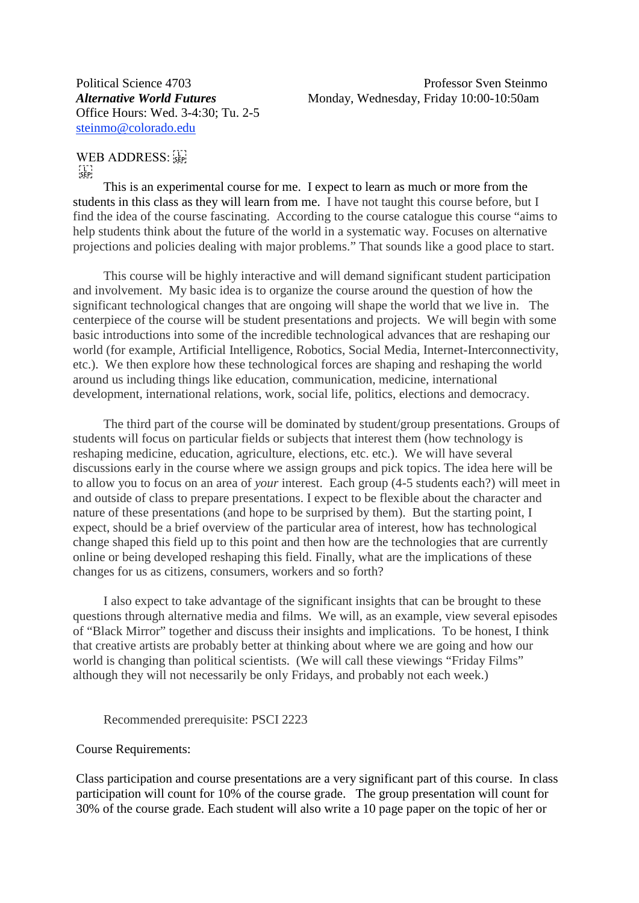Political Science 4703

***Alternative World Futures***

Office Hours: Wed. 3-4:30; Tu. 2-5

steinmo@colorado.edu

Professor Sven Steinmo

Monday, Wednesday, Friday 10:00-10:50am

WEB ADDRESS:

This is an experimental course for me. I expect to learn as much or more from the students in this class as they will learn from me. I have not taught this course before, but I find the idea of the course fascinating. According to the course catalogue this course "aims to help students think about the future of the world in a systematic way. Focuses on alternative projections and policies dealing with major problems." That sounds like a good place to start.

This course will be highly interactive and will demand significant student participation and involvement. My basic idea is to organize the course around the question of how the significant technological changes that are ongoing will shape the world that we live in. The centerpiece of the course will be student presentations and projects. We will begin with some basic introductions into some of the incredible technological advances that are reshaping our world (for example, Artificial Intelligence, Robotics, Social Media, Internet-Interconnectivity, etc.). We then explore how these technological forces are shaping and reshaping the world around us including things like education, communication, medicine, international development, international relations, work, social life, politics, elections and democracy.

The third part of the course will be dominated by student/group presentations. Groups of students will focus on particular fields or subjects that interest them (how technology is reshaping medicine, education, agriculture, elections, etc. etc.). We will have several discussions early in the course where we assign groups and pick topics. The idea here will be to allow you to focus on an area of *your* interest. Each group (4-5 students each?) will meet in and outside of class to prepare presentations. I expect to be flexible about the character and nature of these presentations (and hope to be surprised by them). But the starting point, I expect, should be a brief overview of the particular area of interest, how has technological change shaped this field up to this point and then how are the technologies that are currently online or being developed reshaping this field. Finally, what are the implications of these changes for us as citizens, consumers, workers and so forth?

I also expect to take advantage of the significant insights that can be brought to these questions through alternative media and films. We will, as an example, view several episodes of "Black Mirror" together and discuss their insights and implications. To be honest, I think that creative artists are probably better at thinking about where we are going and how our world is changing than political scientists. (We will call these viewings "Friday Films" although they will not necessarily be only Fridays, and probably not each week.)

Recommended prerequisite: PSCI 2223

Course Requirements:

Class participation and course presentations are a very significant part of this course. In class participation will count for 10% of the course grade. The group presentation will count for 30% of the course grade. Each student will also write a 10 page paper on the topic of her or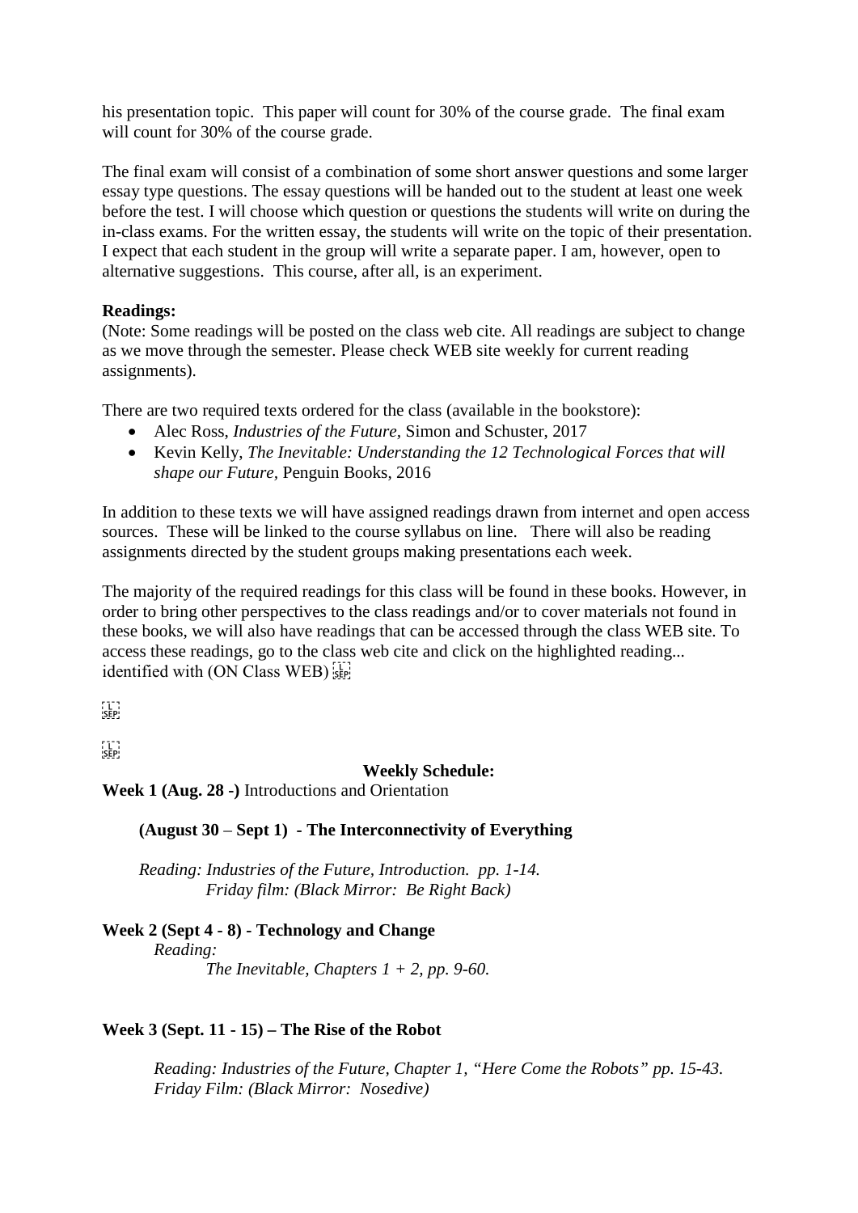his presentation topic. This paper will count for 30% of the course grade. The final exam will count for 30% of the course grade.

The final exam will consist of a combination of some short answer questions and some larger essay type questions. The essay questions will be handed out to the student at least one week before the test. I will choose which question or questions the students will write on during the in-class exams. For the written essay, the students will write on the topic of their presentation. I expect that each student in the group will write a separate paper. I am, however, open to alternative suggestions. This course, after all, is an experiment.

**Readings:**
(Note: Some readings will be posted on the class web cite. All readings are subject to change as we move through the semester. Please check WEB site weekly for current reading assignments).

There are two required texts ordered for the class (available in the bookstore):

- Alec Ross, *Industries of the Future,* Simon and Schuster, 2017
- Kevin Kelly, *The Inevitable: Understanding the 12 Technological Forces that will shape our Future,* Penguin Books, 2016

In addition to these texts we will have assigned readings drawn from internet and open access sources. These will be linked to the course syllabus on line. There will also be reading assignments directed by the student groups making presentations each week.

The majority of the required readings for this class will be found in these books. However, in order to bring other perspectives to the class readings and/or to cover materials not found in these books, we will also have readings that can be accessed through the class WEB site. To access these readings, go to the class web cite and click on the highlighted reading... identified with (ON Class WEB)

**Weekly Schedule:**

**Week 1 (Aug. 28 -)** Introductions and Orientation

**(August 30 – Sept 1) - The Interconnectivity of Everything**

*Reading: Industries of the Future, Introduction. pp. 1-14.*
*Friday film: (Black Mirror: Be Right Back)*

**Week 2 (Sept 4 - 8) - Technology and Change**

*Reading:*
*The Inevitable, Chapters 1 + 2, pp. 9-60.*

**Week 3 (Sept. 11 - 15) – The Rise of the Robot**

*Reading: Industries of the Future, Chapter 1, "Here Come the Robots" pp. 15-43.*
*Friday Film: (Black Mirror: Nosedive)*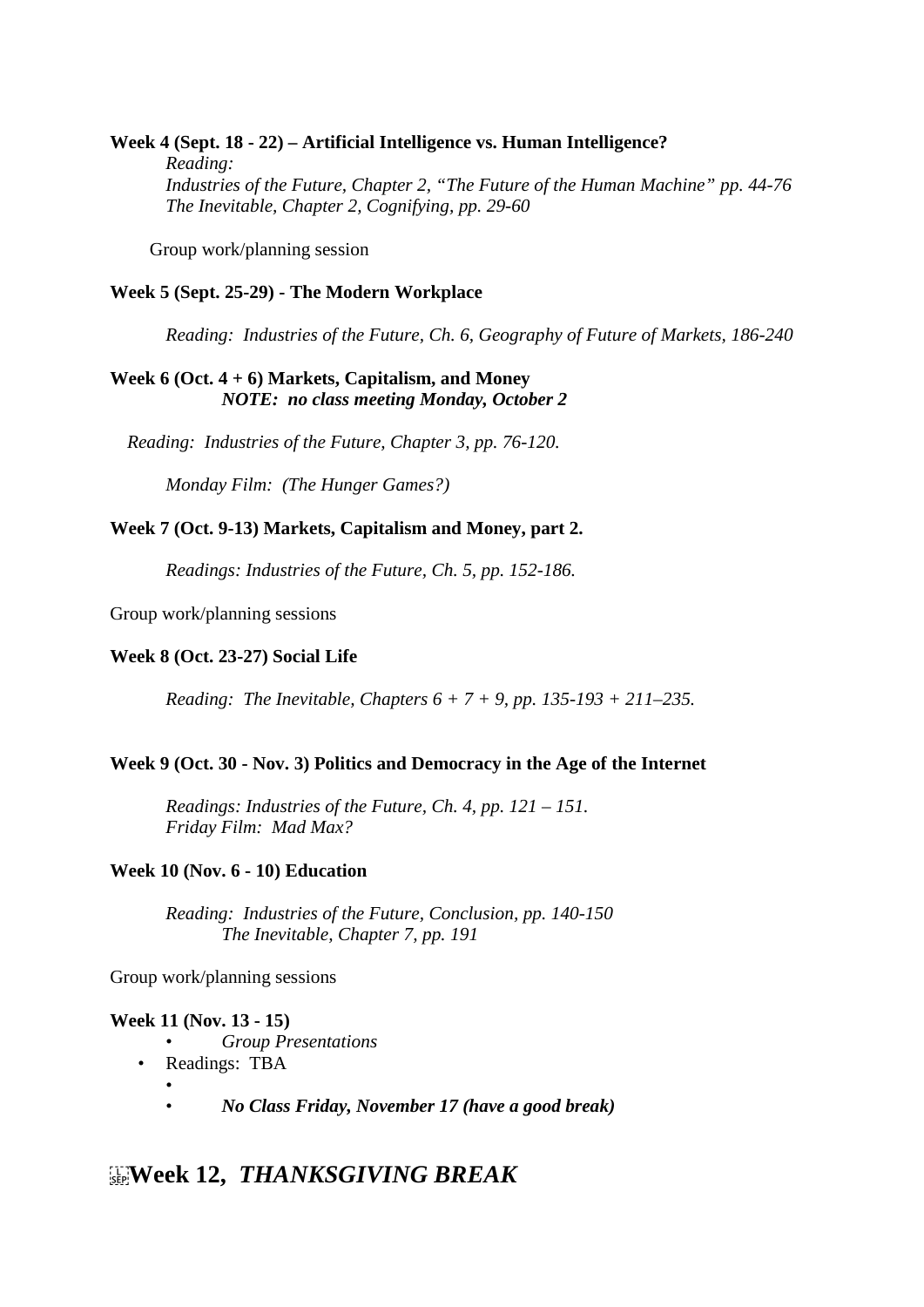**Week 4 (Sept. 18 - 22) – Artificial Intelligence vs. Human Intelligence?**

*Reading:*
*Industries of the Future, Chapter 2, "The Future of the Human Machine" pp. 44-76*
*The Inevitable, Chapter 2, Cognifying, pp. 29-60*

Group work/planning session

**Week 5 (Sept. 25-29) - The Modern Workplace**

*Reading: Industries of the Future, Ch. 6, Geography of Future of Markets, 186-240*

**Week 6 (Oct. 4 + 6) Markets, Capitalism, and Money**
***NOTE: no class meeting Monday, October 2***

*Reading: Industries of the Future, Chapter 3, pp. 76-120.*

*Monday Film: (The Hunger Games?)*

**Week 7 (Oct. 9-13) Markets, Capitalism and Money, part 2.**

*Readings: Industries of the Future, Ch. 5, pp. 152-186.*

Group work/planning sessions

**Week 8 (Oct. 23-27) Social Life**

*Reading: The Inevitable, Chapters 6 + 7 + 9, pp. 135-193 + 211–235.*

**Week 9 (Oct. 30 - Nov. 3) Politics and Democracy in the Age of the Internet**

*Readings: Industries of the Future, Ch. 4, pp. 121 – 151.*
*Friday Film: Mad Max?*

**Week 10 (Nov. 6 - 10) Education**

*Reading: Industries of the Future, Conclusion, pp. 140-150*
*The Inevitable, Chapter 7, pp. 191*

Group work/planning sessions

**Week 11 (Nov. 13 - 15)**

- *Group Presentations*
- Readings: TBA
- 
- ***No Class Friday, November 17 (have a good break)***

## Week 12, *THANKSGIVING BREAK*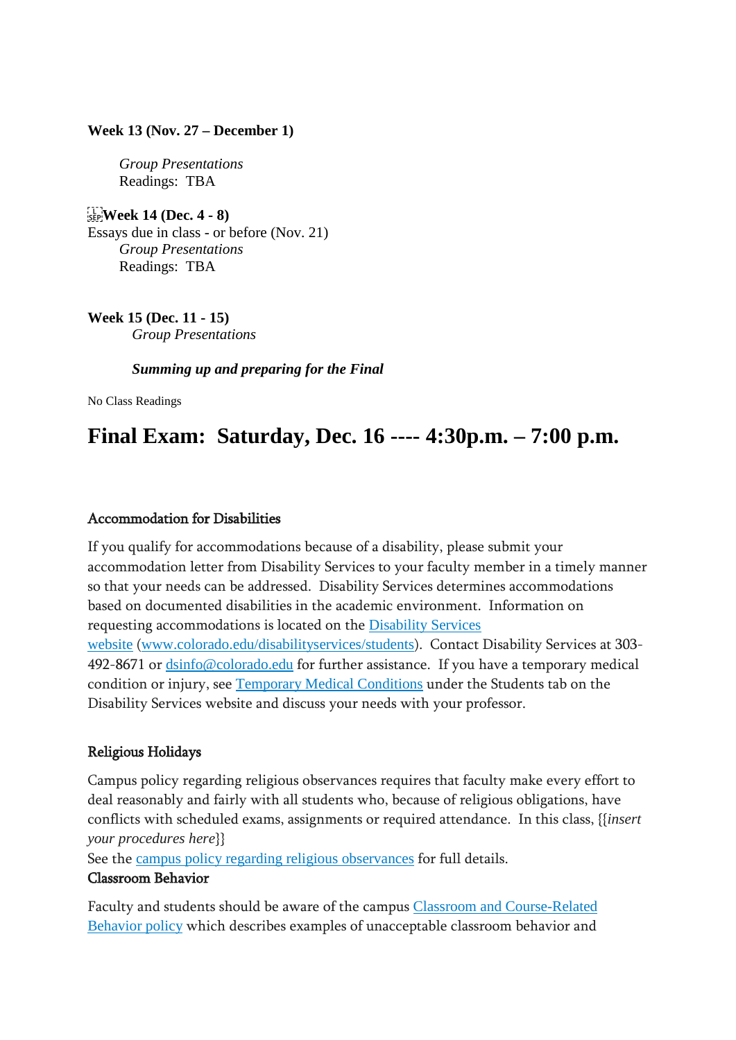**Week 13 (Nov. 27 – December 1)**

*Group Presentations*
Readings: TBA

**Week 14 (Dec. 4 - 8)**
Essays due in class - or before (Nov. 21)
*Group Presentations*
Readings: TBA

**Week 15 (Dec. 11 - 15)**
*Group Presentations*

***Summing up and preparing for the Final***

No Class Readings

# Final Exam: Saturday, Dec. 16 ---- 4:30p.m. – 7:00 p.m.

## Accommodation for Disabilities

If you qualify for accommodations because of a disability, please submit your accommodation letter from Disability Services to your faculty member in a timely manner so that your needs can be addressed. Disability Services determines accommodations based on documented disabilities in the academic environment. Information on requesting accommodations is located on the Disability Services website (www.colorado.edu/disabilityservices/students). Contact Disability Services at 303-492-8671 or dsinfo@colorado.edu for further assistance. If you have a temporary medical condition or injury, see Temporary Medical Conditions under the Students tab on the Disability Services website and discuss your needs with your professor.

## Religious Holidays

Campus policy regarding religious observances requires that faculty make every effort to deal reasonably and fairly with all students who, because of religious obligations, have conflicts with scheduled exams, assignments or required attendance. In this class, {{*insert your procedures here*}}
See the campus policy regarding religious observances for full details.

## Classroom Behavior

Faculty and students should be aware of the campus Classroom and Course-Related Behavior policy which describes examples of unacceptable classroom behavior and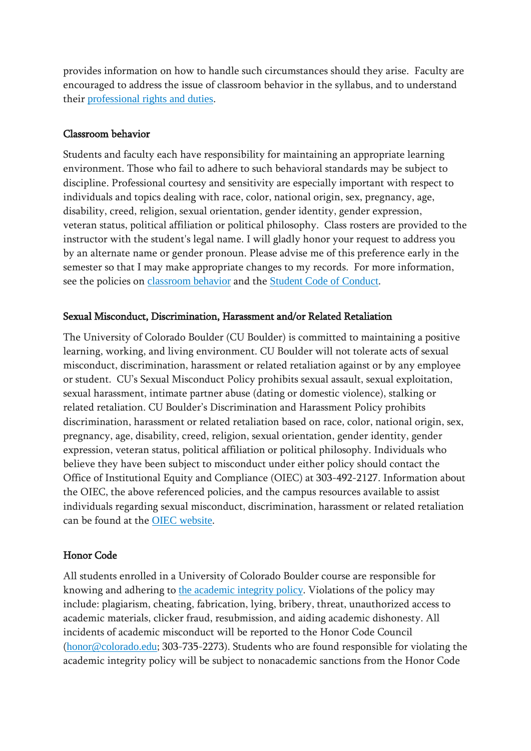provides information on how to handle such circumstances should they arise. Faculty are encouraged to address the issue of classroom behavior in the syllabus, and to understand their [professional rights and duties](#).

### Classroom behavior

Students and faculty each have responsibility for maintaining an appropriate learning environment. Those who fail to adhere to such behavioral standards may be subject to discipline. Professional courtesy and sensitivity are especially important with respect to individuals and topics dealing with race, color, national origin, sex, pregnancy, age, disability, creed, religion, sexual orientation, gender identity, gender expression, veteran status, political affiliation or political philosophy. Class rosters are provided to the instructor with the student's legal name. I will gladly honor your request to address you by an alternate name or gender pronoun. Please advise me of this preference early in the semester so that I may make appropriate changes to my records. For more information, see the policies on [classroom behavior](#) and the [Student Code of Conduct](#).

### Sexual Misconduct, Discrimination, Harassment and/or Related Retaliation

The University of Colorado Boulder (CU Boulder) is committed to maintaining a positive learning, working, and living environment. CU Boulder will not tolerate acts of sexual misconduct, discrimination, harassment or related retaliation against or by any employee or student. CU's Sexual Misconduct Policy prohibits sexual assault, sexual exploitation, sexual harassment, intimate partner abuse (dating or domestic violence), stalking or related retaliation. CU Boulder's Discrimination and Harassment Policy prohibits discrimination, harassment or related retaliation based on race, color, national origin, sex, pregnancy, age, disability, creed, religion, sexual orientation, gender identity, gender expression, veteran status, political affiliation or political philosophy. Individuals who believe they have been subject to misconduct under either policy should contact the Office of Institutional Equity and Compliance (OIEC) at 303-492-2127. Information about the OIEC, the above referenced policies, and the campus resources available to assist individuals regarding sexual misconduct, discrimination, harassment or related retaliation can be found at the [OIEC website](#).

### Honor Code

All students enrolled in a University of Colorado Boulder course are responsible for knowing and adhering to [the academic integrity policy](#). Violations of the policy may include: plagiarism, cheating, fabrication, lying, bribery, threat, unauthorized access to academic materials, clicker fraud, resubmission, and aiding academic dishonesty. All incidents of academic misconduct will be reported to the Honor Code Council (honor@colorado.edu; 303-735-2273). Students who are found responsible for violating the academic integrity policy will be subject to nonacademic sanctions from the Honor Code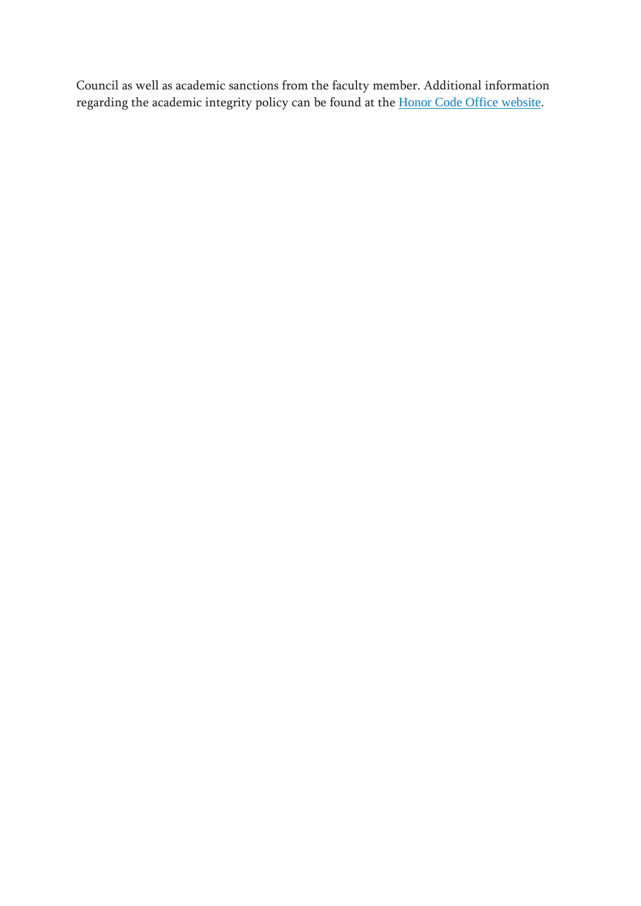Council as well as academic sanctions from the faculty member. Additional information regarding the academic integrity policy can be found at the Honor Code Office website.